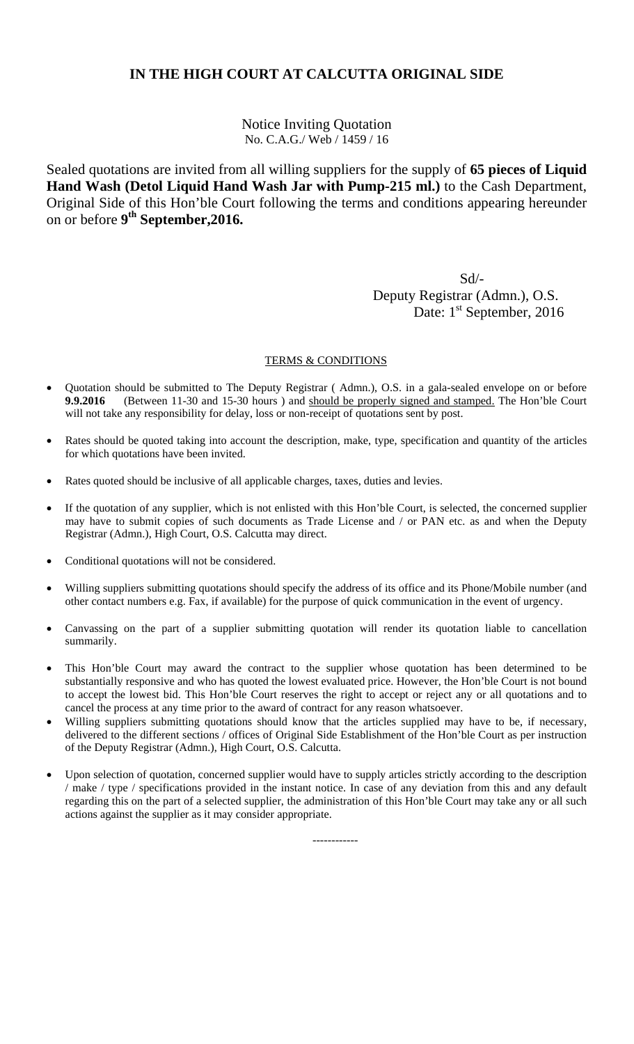# IN THE HIGH COURT AT CALCUTTA ORIGINAL SIDE

Notice Inviting Quotation
No. C.A.G./ Web / 1459 / 16

Sealed quotations are invited from all willing suppliers for the supply of **65 pieces of Liquid Hand Wash (Detol Liquid Hand Wash Jar with Pump-215 ml.)** to the Cash Department, Original Side of this Hon'ble Court following the terms and conditions appearing hereunder on or before **9th September,2016.**

Sd/-
Deputy Registrar (Admn.), O.S.
Date: 1st September, 2016

## TERMS & CONDITIONS

- Quotation should be submitted to The Deputy Registrar ( Admn.), O.S. in a gala-sealed envelope on or before **9.9.2016** (Between 11-30 and 15-30 hours ) and should be properly signed and stamped. The Hon'ble Court will not take any responsibility for delay, loss or non-receipt of quotations sent by post.
- Rates should be quoted taking into account the description, make, type, specification and quantity of the articles for which quotations have been invited.
- Rates quoted should be inclusive of all applicable charges, taxes, duties and levies.
- If the quotation of any supplier, which is not enlisted with this Hon'ble Court, is selected, the concerned supplier may have to submit copies of such documents as Trade License and / or PAN etc. as and when the Deputy Registrar (Admn.), High Court, O.S. Calcutta may direct.
- Conditional quotations will not be considered.
- Willing suppliers submitting quotations should specify the address of its office and its Phone/Mobile number (and other contact numbers e.g. Fax, if available) for the purpose of quick communication in the event of urgency.
- Canvassing on the part of a supplier submitting quotation will render its quotation liable to cancellation summarily.
- This Hon'ble Court may award the contract to the supplier whose quotation has been determined to be substantially responsive and who has quoted the lowest evaluated price. However, the Hon'ble Court is not bound to accept the lowest bid. This Hon'ble Court reserves the right to accept or reject any or all quotations and to cancel the process at any time prior to the award of contract for any reason whatsoever.
- Willing suppliers submitting quotations should know that the articles supplied may have to be, if necessary, delivered to the different sections / offices of Original Side Establishment of the Hon'ble Court as per instruction of the Deputy Registrar (Admn.), High Court, O.S. Calcutta.
- Upon selection of quotation, concerned supplier would have to supply articles strictly according to the description / make / type / specifications provided in the instant notice. In case of any deviation from this and any default regarding this on the part of a selected supplier, the administration of this Hon'ble Court may take any or all such actions against the supplier as it may consider appropriate.

------------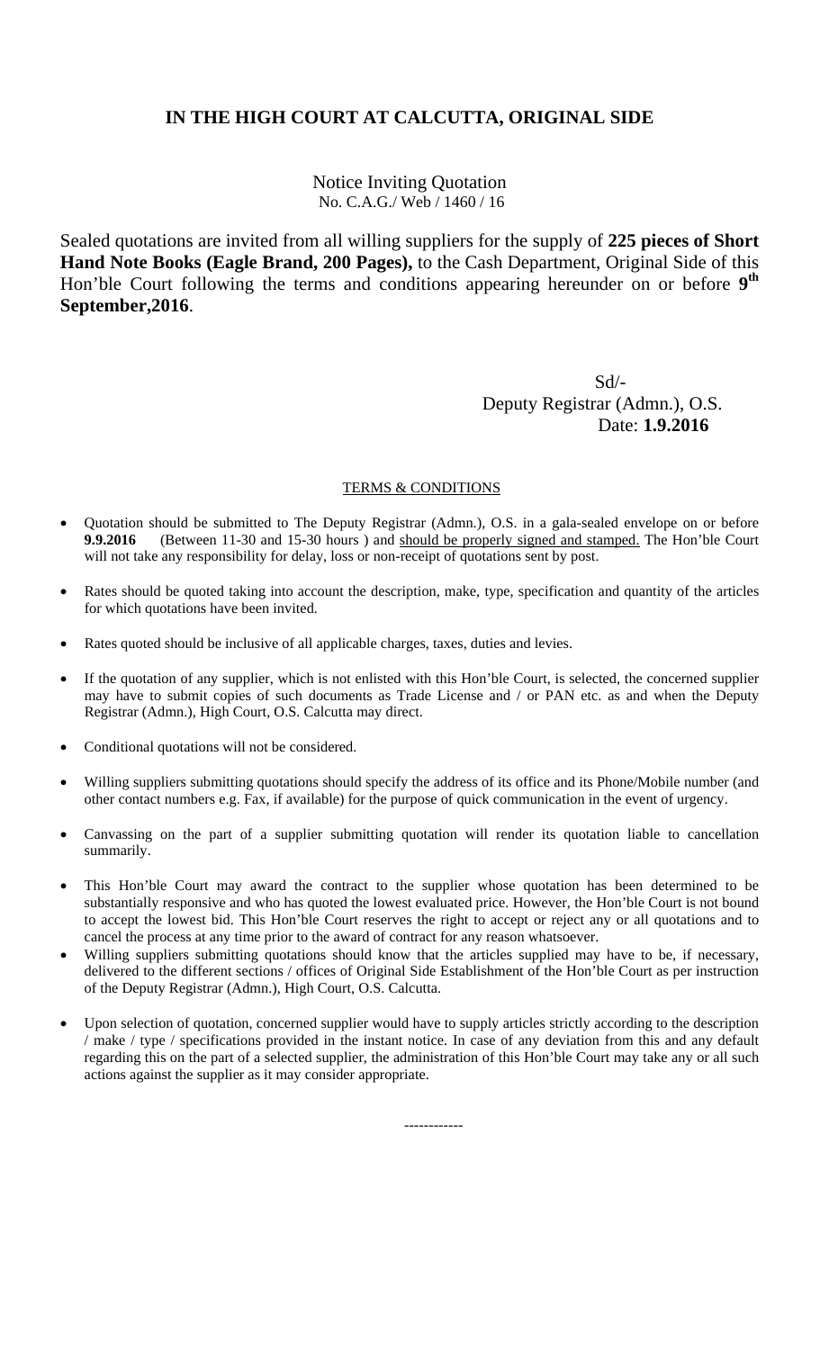## IN THE HIGH COURT AT CALCUTTA, ORIGINAL SIDE

Notice Inviting Quotation
No. C.A.G./ Web / 1460 / 16

Sealed quotations are invited from all willing suppliers for the supply of **225 pieces of Short Hand Note Books (Eagle Brand, 200 Pages),** to the Cash Department, Original Side of this Hon'ble Court following the terms and conditions appearing hereunder on or before **9th September,2016**.

Sd/-
Deputy Registrar (Admn.), O.S.
Date: **1.9.2016**

TERMS & CONDITIONS

- Quotation should be submitted to The Deputy Registrar (Admn.), O.S. in a gala-sealed envelope on or before **9.9.2016** (Between 11-30 and 15-30 hours ) and should be properly signed and stamped. The Hon'ble Court will not take any responsibility for delay, loss or non-receipt of quotations sent by post.
- Rates should be quoted taking into account the description, make, type, specification and quantity of the articles for which quotations have been invited.
- Rates quoted should be inclusive of all applicable charges, taxes, duties and levies.
- If the quotation of any supplier, which is not enlisted with this Hon'ble Court, is selected, the concerned supplier may have to submit copies of such documents as Trade License and / or PAN etc. as and when the Deputy Registrar (Admn.), High Court, O.S. Calcutta may direct.
- Conditional quotations will not be considered.
- Willing suppliers submitting quotations should specify the address of its office and its Phone/Mobile number (and other contact numbers e.g. Fax, if available) for the purpose of quick communication in the event of urgency.
- Canvassing on the part of a supplier submitting quotation will render its quotation liable to cancellation summarily.
- This Hon'ble Court may award the contract to the supplier whose quotation has been determined to be substantially responsive and who has quoted the lowest evaluated price. However, the Hon'ble Court is not bound to accept the lowest bid. This Hon'ble Court reserves the right to accept or reject any or all quotations and to cancel the process at any time prior to the award of contract for any reason whatsoever.
- Willing suppliers submitting quotations should know that the articles supplied may have to be, if necessary, delivered to the different sections / offices of Original Side Establishment of the Hon'ble Court as per instruction of the Deputy Registrar (Admn.), High Court, O.S. Calcutta.
- Upon selection of quotation, concerned supplier would have to supply articles strictly according to the description / make / type / specifications provided in the instant notice. In case of any deviation from this and any default regarding this on the part of a selected supplier, the administration of this Hon'ble Court may take any or all such actions against the supplier as it may consider appropriate.

------------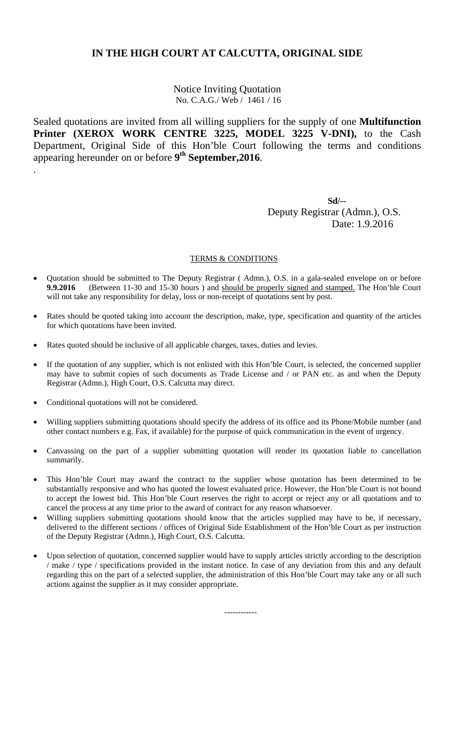## IN THE HIGH COURT AT CALCUTTA, ORIGINAL SIDE

Notice Inviting Quotation
No. C.A.G./ Web / 1461 / 16

Sealed quotations are invited from all willing suppliers for the supply of one **Multifunction Printer (XEROX WORK CENTRE 3225, MODEL 3225 V-DNI),** to the Cash Department, Original Side of this Hon'ble Court following the terms and conditions appearing hereunder on or before **9th September,2016**.

.

**Sd/--**
Deputy Registrar (Admn.), O.S.
Date: 1.9.2016

TERMS & CONDITIONS

- Quotation should be submitted to The Deputy Registrar ( Admn.), O.S. in a gala-sealed envelope on or before **9.9.2016** (Between 11-30 and 15-30 hours ) and should be properly signed and stamped. The Hon'ble Court will not take any responsibility for delay, loss or non-receipt of quotations sent by post.
- Rates should be quoted taking into account the description, make, type, specification and quantity of the articles for which quotations have been invited.
- Rates quoted should be inclusive of all applicable charges, taxes, duties and levies.
- If the quotation of any supplier, which is not enlisted with this Hon'ble Court, is selected, the concerned supplier may have to submit copies of such documents as Trade License and / or PAN etc. as and when the Deputy Registrar (Admn.), High Court, O.S. Calcutta may direct.
- Conditional quotations will not be considered.
- Willing suppliers submitting quotations should specify the address of its office and its Phone/Mobile number (and other contact numbers e.g. Fax, if available) for the purpose of quick communication in the event of urgency.
- Canvassing on the part of a supplier submitting quotation will render its quotation liable to cancellation summarily.
- This Hon'ble Court may award the contract to the supplier whose quotation has been determined to be substantially responsive and who has quoted the lowest evaluated price. However, the Hon'ble Court is not bound to accept the lowest bid. This Hon'ble Court reserves the right to accept or reject any or all quotations and to cancel the process at any time prior to the award of contract for any reason whatsoever.
- Willing suppliers submitting quotations should know that the articles supplied may have to be, if necessary, delivered to the different sections / offices of Original Side Establishment of the Hon'ble Court as per instruction of the Deputy Registrar (Admn.), High Court, O.S. Calcutta.
- Upon selection of quotation, concerned supplier would have to supply articles strictly according to the description / make / type / specifications provided in the instant notice. In case of any deviation from this and any default regarding this on the part of a selected supplier, the administration of this Hon'ble Court may take any or all such actions against the supplier as it may consider appropriate.

------------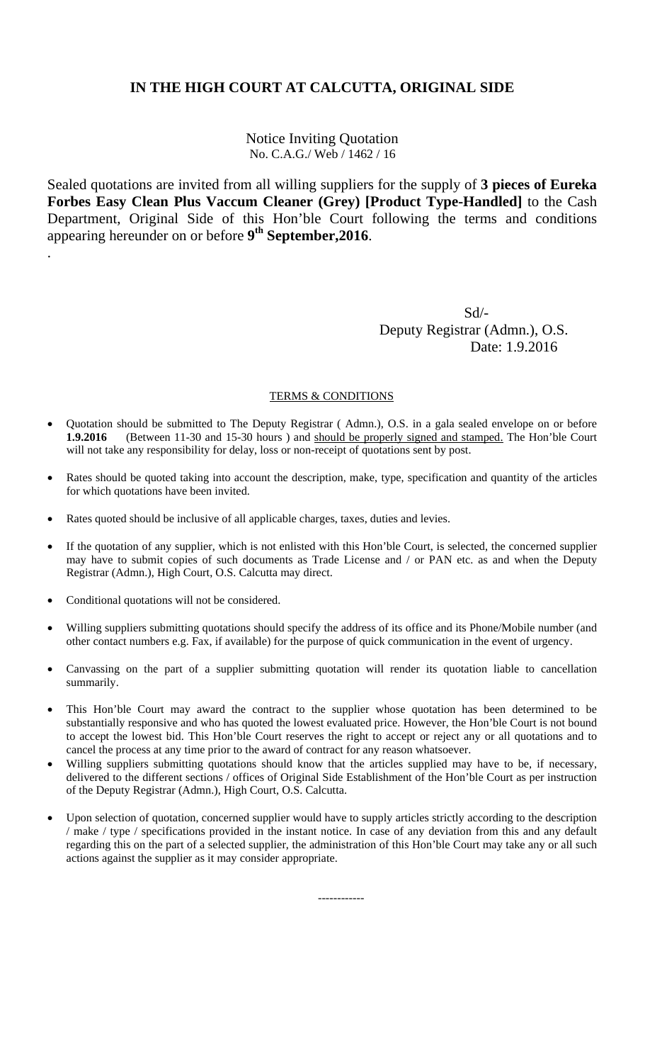## IN THE HIGH COURT AT CALCUTTA, ORIGINAL SIDE

Notice Inviting Quotation
No. C.A.G./ Web / 1462 / 16

Sealed quotations are invited from all willing suppliers for the supply of **3 pieces of Eureka Forbes Easy Clean Plus Vaccum Cleaner (Grey) [Product Type-Handled]** to the Cash Department, Original Side of this Hon'ble Court following the terms and conditions appearing hereunder on or before **9th September,2016**.

.

Sd/-
Deputy Registrar (Admn.), O.S.
Date: 1.9.2016

TERMS & CONDITIONS

- Quotation should be submitted to The Deputy Registrar ( Admn.), O.S. in a gala sealed envelope on or before **1.9.2016** (Between 11-30 and 15-30 hours ) and should be properly signed and stamped. The Hon'ble Court will not take any responsibility for delay, loss or non-receipt of quotations sent by post.
- Rates should be quoted taking into account the description, make, type, specification and quantity of the articles for which quotations have been invited.
- Rates quoted should be inclusive of all applicable charges, taxes, duties and levies.
- If the quotation of any supplier, which is not enlisted with this Hon'ble Court, is selected, the concerned supplier may have to submit copies of such documents as Trade License and / or PAN etc. as and when the Deputy Registrar (Admn.), High Court, O.S. Calcutta may direct.
- Conditional quotations will not be considered.
- Willing suppliers submitting quotations should specify the address of its office and its Phone/Mobile number (and other contact numbers e.g. Fax, if available) for the purpose of quick communication in the event of urgency.
- Canvassing on the part of a supplier submitting quotation will render its quotation liable to cancellation summarily.
- This Hon'ble Court may award the contract to the supplier whose quotation has been determined to be substantially responsive and who has quoted the lowest evaluated price. However, the Hon'ble Court is not bound to accept the lowest bid. This Hon'ble Court reserves the right to accept or reject any or all quotations and to cancel the process at any time prior to the award of contract for any reason whatsoever.
- Willing suppliers submitting quotations should know that the articles supplied may have to be, if necessary, delivered to the different sections / offices of Original Side Establishment of the Hon'ble Court as per instruction of the Deputy Registrar (Admn.), High Court, O.S. Calcutta.
- Upon selection of quotation, concerned supplier would have to supply articles strictly according to the description / make / type / specifications provided in the instant notice. In case of any deviation from this and any default regarding this on the part of a selected supplier, the administration of this Hon'ble Court may take any or all such actions against the supplier as it may consider appropriate.

------------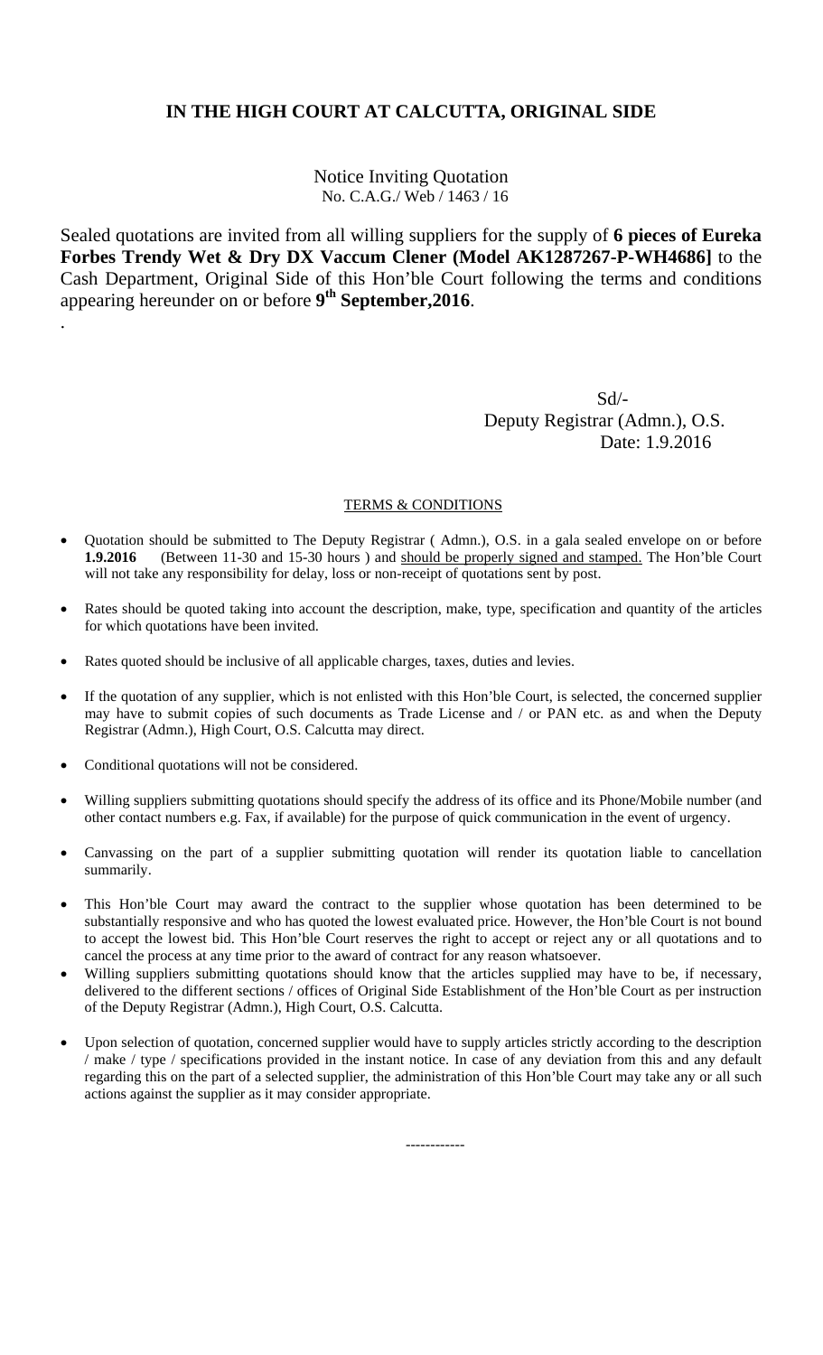## IN THE HIGH COURT AT CALCUTTA, ORIGINAL SIDE

Notice Inviting Quotation
No. C.A.G./ Web / 1463 / 16

Sealed quotations are invited from all willing suppliers for the supply of **6 pieces of Eureka Forbes Trendy Wet & Dry DX Vaccum Clener (Model AK1287267-P-WH4686]** to the Cash Department, Original Side of this Hon'ble Court following the terms and conditions appearing hereunder on or before **9th September,2016**.

.

Sd/-
Deputy Registrar (Admn.), O.S.
Date: 1.9.2016

TERMS & CONDITIONS

- Quotation should be submitted to The Deputy Registrar ( Admn.), O.S. in a gala sealed envelope on or before **1.9.2016** (Between 11-30 and 15-30 hours ) and should be properly signed and stamped. The Hon'ble Court will not take any responsibility for delay, loss or non-receipt of quotations sent by post.
- Rates should be quoted taking into account the description, make, type, specification and quantity of the articles for which quotations have been invited.
- Rates quoted should be inclusive of all applicable charges, taxes, duties and levies.
- If the quotation of any supplier, which is not enlisted with this Hon'ble Court, is selected, the concerned supplier may have to submit copies of such documents as Trade License and / or PAN etc. as and when the Deputy Registrar (Admn.), High Court, O.S. Calcutta may direct.
- Conditional quotations will not be considered.
- Willing suppliers submitting quotations should specify the address of its office and its Phone/Mobile number (and other contact numbers e.g. Fax, if available) for the purpose of quick communication in the event of urgency.
- Canvassing on the part of a supplier submitting quotation will render its quotation liable to cancellation summarily.
- This Hon'ble Court may award the contract to the supplier whose quotation has been determined to be substantially responsive and who has quoted the lowest evaluated price. However, the Hon'ble Court is not bound to accept the lowest bid. This Hon'ble Court reserves the right to accept or reject any or all quotations and to cancel the process at any time prior to the award of contract for any reason whatsoever.
- Willing suppliers submitting quotations should know that the articles supplied may have to be, if necessary, delivered to the different sections / offices of Original Side Establishment of the Hon'ble Court as per instruction of the Deputy Registrar (Admn.), High Court, O.S. Calcutta.
- Upon selection of quotation, concerned supplier would have to supply articles strictly according to the description / make / type / specifications provided in the instant notice. In case of any deviation from this and any default regarding this on the part of a selected supplier, the administration of this Hon'ble Court may take any or all such actions against the supplier as it may consider appropriate.

------------